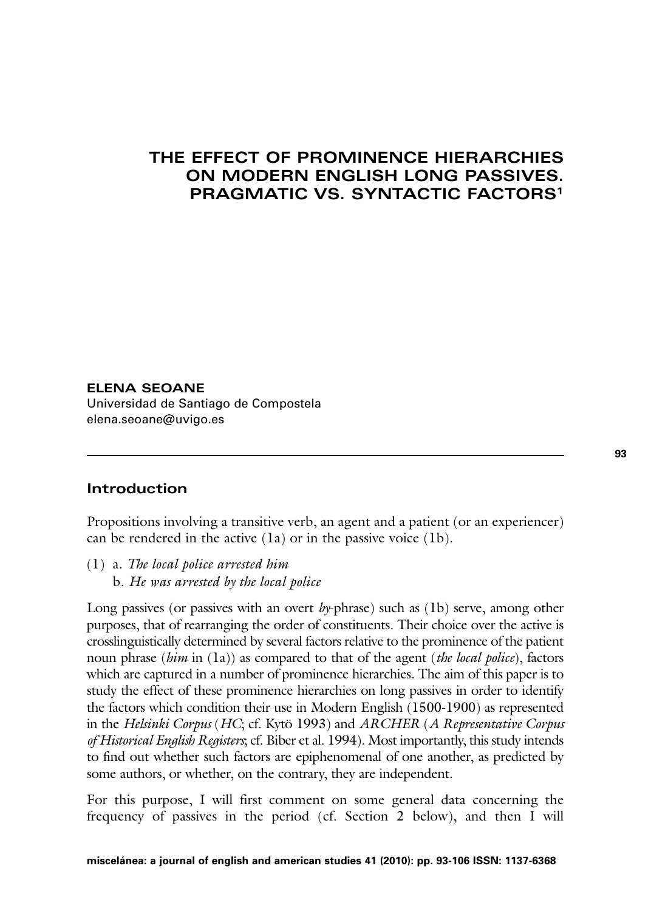# THE EFFECT OF PROMINENCE HIERARCHIES ON MODERN ENGLISH LONG PASSIVES. PRAGMATIC VS. SYNTACTIC FACTORS[1]

**ELENA SEOANE**
Universidad de Santiago de Compostela
elena.seoane@uvigo.es

## Introduction

Propositions involving a transitive verb, an agent and a patient (or an experiencer) can be rendered in the active (1a) or in the passive voice (1b).

(1) a. *The local police arrested him*
    b. *He was arrested by the local police*

Long passives (or passives with an overt *by*-phrase) such as (1b) serve, among other purposes, that of rearranging the order of constituents. Their choice over the active is crosslinguistically determined by several factors relative to the prominence of the patient noun phrase (*him* in (1a)) as compared to that of the agent (*the local police*), factors which are captured in a number of prominence hierarchies. The aim of this paper is to study the effect of these prominence hierarchies on long passives in order to identify the factors which condition their use in Modern English (1500-1900) as represented in the *Helsinki Corpus* (*HC*; cf. Kytö 1993) and *ARCHER* (*A Representative Corpus of Historical English Registers*; cf. Biber et al. 1994). Most importantly, this study intends to find out whether such factors are epiphenomenal of one another, as predicted by some authors, or whether, on the contrary, they are independent.

For this purpose, I will first comment on some general data concerning the frequency of passives in the period (cf. Section 2 below), and then I will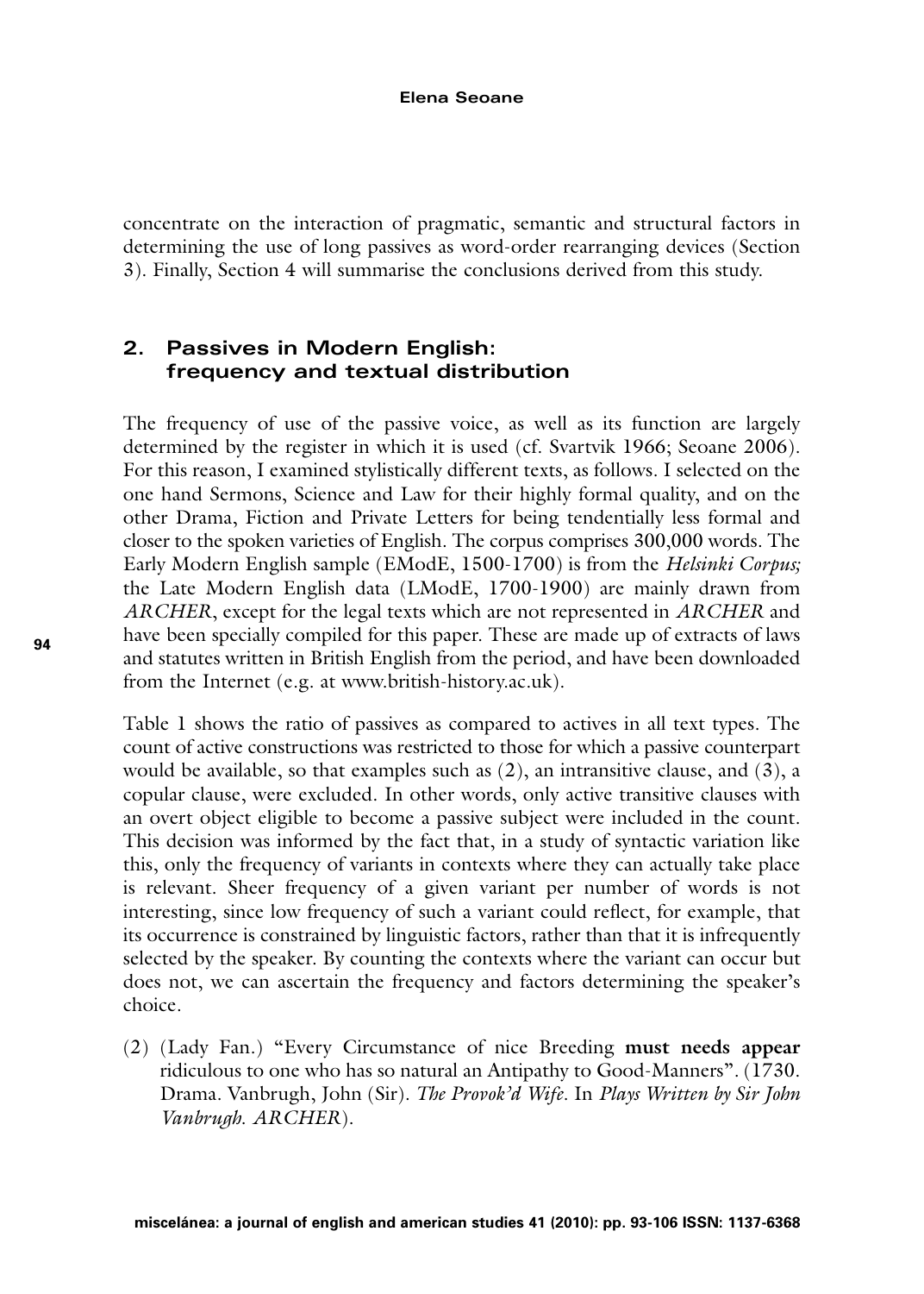concentrate on the interaction of pragmatic, semantic and structural factors in determining the use of long passives as word-order rearranging devices (Section 3). Finally, Section 4 will summarise the conclusions derived from this study.

## 2. Passives in Modern English: frequency and textual distribution

The frequency of use of the passive voice, as well as its function are largely determined by the register in which it is used (cf. Svartvik 1966; Seoane 2006). For this reason, I examined stylistically different texts, as follows. I selected on the one hand Sermons, Science and Law for their highly formal quality, and on the other Drama, Fiction and Private Letters for being tendentially less formal and closer to the spoken varieties of English. The corpus comprises 300,000 words. The Early Modern English sample (EModE, 1500-1700) is from the *Helsinki Corpus;* the Late Modern English data (LModE, 1700-1900) are mainly drawn from *ARCHER*, except for the legal texts which are not represented in *ARCHER* and have been specially compiled for this paper. These are made up of extracts of laws and statutes written in British English from the period, and have been downloaded from the Internet (e.g. at www.british-history.ac.uk).

Table 1 shows the ratio of passives as compared to actives in all text types. The count of active constructions was restricted to those for which a passive counterpart would be available, so that examples such as (2), an intransitive clause, and (3), a copular clause, were excluded. In other words, only active transitive clauses with an overt object eligible to become a passive subject were included in the count. This decision was informed by the fact that, in a study of syntactic variation like this, only the frequency of variants in contexts where they can actually take place is relevant. Sheer frequency of a given variant per number of words is not interesting, since low frequency of such a variant could reflect, for example, that its occurrence is constrained by linguistic factors, rather than that it is infrequently selected by the speaker. By counting the contexts where the variant can occur but does not, we can ascertain the frequency and factors determining the speaker's choice.

(2) (Lady Fan.) "Every Circumstance of nice Breeding **must needs appear** ridiculous to one who has so natural an Antipathy to Good-Manners". (1730. Drama. Vanbrugh, John (Sir). *The Provok'd Wife*. In *Plays Written by Sir John Vanbrugh. ARCHER*).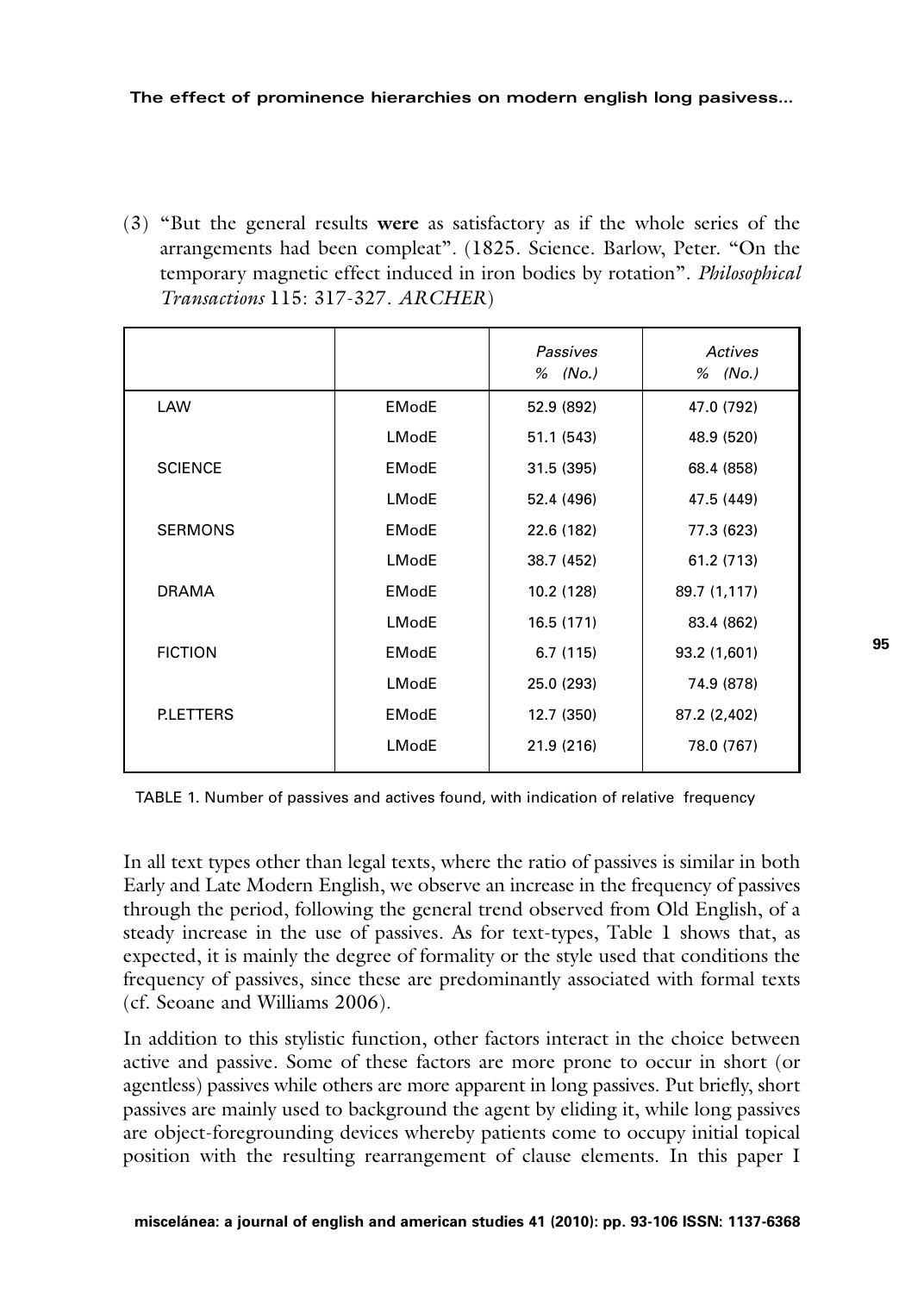(3) "But the general results **were** as satisfactory as if the whole series of the arrangements had been compleat". (1825. Science. Barlow, Peter. "On the temporary magnetic effect induced in iron bodies by rotation". *Philosophical Transactions* 115: 317-327. *ARCHER*)

| | | *Passives* *% (No.)* | *Actives* *% (No.)* |
|---|---|---|---|
| LAW | EModE | 52.9 (892) | 47.0 (792) |
| | LModE | 51.1 (543) | 48.9 (520) |
| SCIENCE | EModE | 31.5 (395) | 68.4 (858) |
| | LModE | 52.4 (496) | 47.5 (449) |
| SERMONS | EModE | 22.6 (182) | 77.3 (623) |
| | LModE | 38.7 (452) | 61.2 (713) |
| DRAMA | EModE | 10.2 (128) | 89.7 (1,117) |
| | LModE | 16.5 (171) | 83.4 (862) |
| FICTION | EModE | 6.7 (115) | 93.2 (1,601) |
| | LModE | 25.0 (293) | 74.9 (878) |
| P.LETTERS | EModE | 12.7 (350) | 87.2 (2,402) |
| | LModE | 21.9 (216) | 78.0 (767) |

TABLE 1. Number of passives and actives found, with indication of relative frequency

In all text types other than legal texts, where the ratio of passives is similar in both Early and Late Modern English, we observe an increase in the frequency of passives through the period, following the general trend observed from Old English, of a steady increase in the use of passives. As for text-types, Table 1 shows that, as expected, it is mainly the degree of formality or the style used that conditions the frequency of passives, since these are predominantly associated with formal texts (cf. Seoane and Williams 2006).

In addition to this stylistic function, other factors interact in the choice between active and passive. Some of these factors are more prone to occur in short (or agentless) passives while others are more apparent in long passives. Put briefly, short passives are mainly used to background the agent by eliding it, while long passives are object-foregrounding devices whereby patients come to occupy initial topical position with the resulting rearrangement of clause elements. In this paper I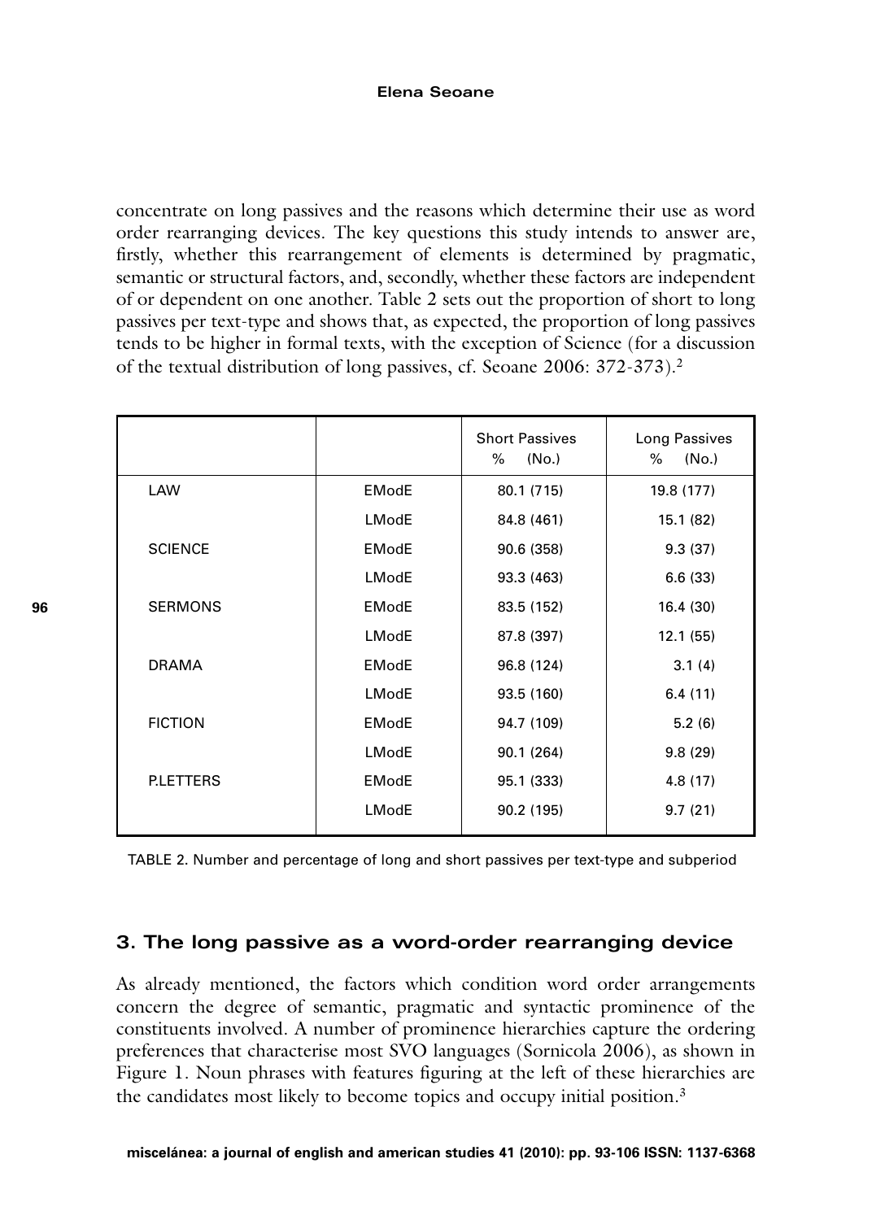concentrate on long passives and the reasons which determine their use as word order rearranging devices. The key questions this study intends to answer are, firstly, whether this rearrangement of elements is determined by pragmatic, semantic or structural factors, and, secondly, whether these factors are independent of or dependent on one another. Table 2 sets out the proportion of short to long passives per text-type and shows that, as expected, the proportion of long passives tends to be higher in formal texts, with the exception of Science (for a discussion of the textual distribution of long passives, cf. Seoane 2006: 372-373).[2]

| | | Short Passives % (No.) | Long Passives % (No.) |
|---|---|---|---|
| LAW | EModE | 80.1 (715) | 19.8 (177) |
| | LModE | 84.8 (461) | 15.1 (82) |
| SCIENCE | EModE | 90.6 (358) | 9.3 (37) |
| | LModE | 93.3 (463) | 6.6 (33) |
| SERMONS | EModE | 83.5 (152) | 16.4 (30) |
| | LModE | 87.8 (397) | 12.1 (55) |
| DRAMA | EModE | 96.8 (124) | 3.1 (4) |
| | LModE | 93.5 (160) | 6.4 (11) |
| FICTION | EModE | 94.7 (109) | 5.2 (6) |
| | LModE | 90.1 (264) | 9.8 (29) |
| P.LETTERS | EModE | 95.1 (333) | 4.8 (17) |
| | LModE | 90.2 (195) | 9.7 (21) |

TABLE 2. Number and percentage of long and short passives per text-type and subperiod

## 3. The long passive as a word-order rearranging device

As already mentioned, the factors which condition word order arrangements concern the degree of semantic, pragmatic and syntactic prominence of the constituents involved. A number of prominence hierarchies capture the ordering preferences that characterise most SVO languages (Sornicola 2006), as shown in Figure 1. Noun phrases with features figuring at the left of these hierarchies are the candidates most likely to become topics and occupy initial position.[3]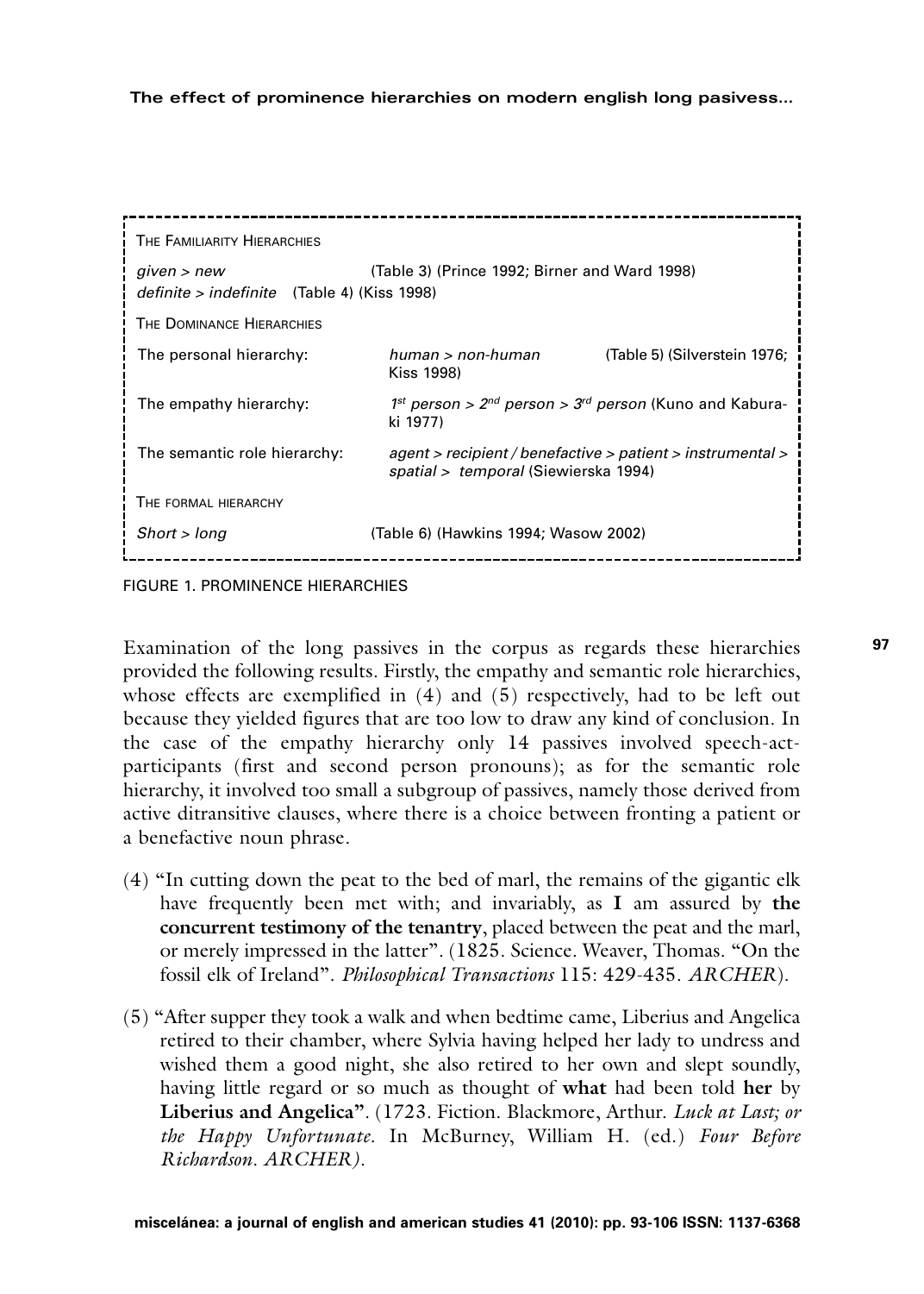| | | |
|---|---|---|
| The Familiarity Hierarchies | | |
| *given > new* | (Table 3) (Prince 1992; Birner and Ward 1998) | |
| *definite > indefinite* (Table 4) (Kiss 1998) | | |
| The Dominance Hierarchies | | |
| The personal hierarchy: | *human > non-human* | (Table 5) (Silverstein 1976; Kiss 1998) |
| The empathy hierarchy: | *1st person > 2nd person > 3rd person* (Kuno and Kaburaki 1977) | |
| The semantic role hierarchy: | *agent > recipient / benefactive > patient > instrumental > spatial > temporal* (Siewierska 1994) | |
| The formal hierarchy | | |
| *Short > long* | (Table 6) (Hawkins 1994; Wasow 2002) | |

FIGURE 1. PROMINENCE HIERARCHIES

Examination of the long passives in the corpus as regards these hierarchies provided the following results. Firstly, the empathy and semantic role hierarchies, whose effects are exemplified in (4) and (5) respectively, had to be left out because they yielded figures that are too low to draw any kind of conclusion. In the case of the empathy hierarchy only 14 passives involved speech-act-participants (first and second person pronouns); as for the semantic role hierarchy, it involved too small a subgroup of passives, namely those derived from active ditransitive clauses, where there is a choice between fronting a patient or a benefactive noun phrase.

(4) "In cutting down the peat to the bed of marl, the remains of the gigantic elk have frequently been met with; and invariably, as **I** am assured by **the concurrent testimony of the tenantry**, placed between the peat and the marl, or merely impressed in the latter". (1825. Science. Weaver, Thomas. "On the fossil elk of Ireland". *Philosophical Transactions* 115: 429-435. *ARCHER*).

(5) "After supper they took a walk and when bedtime came, Liberius and Angelica retired to their chamber, where Sylvia having helped her lady to undress and wished them a good night, she also retired to her own and slept soundly, having little regard or so much as thought of **what** had been told **her** by **Liberius and Angelica**". (1723. Fiction. Blackmore, Arthur. *Luck at Last; or the Happy Unfortunate*. In McBurney, William H. (ed.) *Four Before Richardson*. *ARCHER).*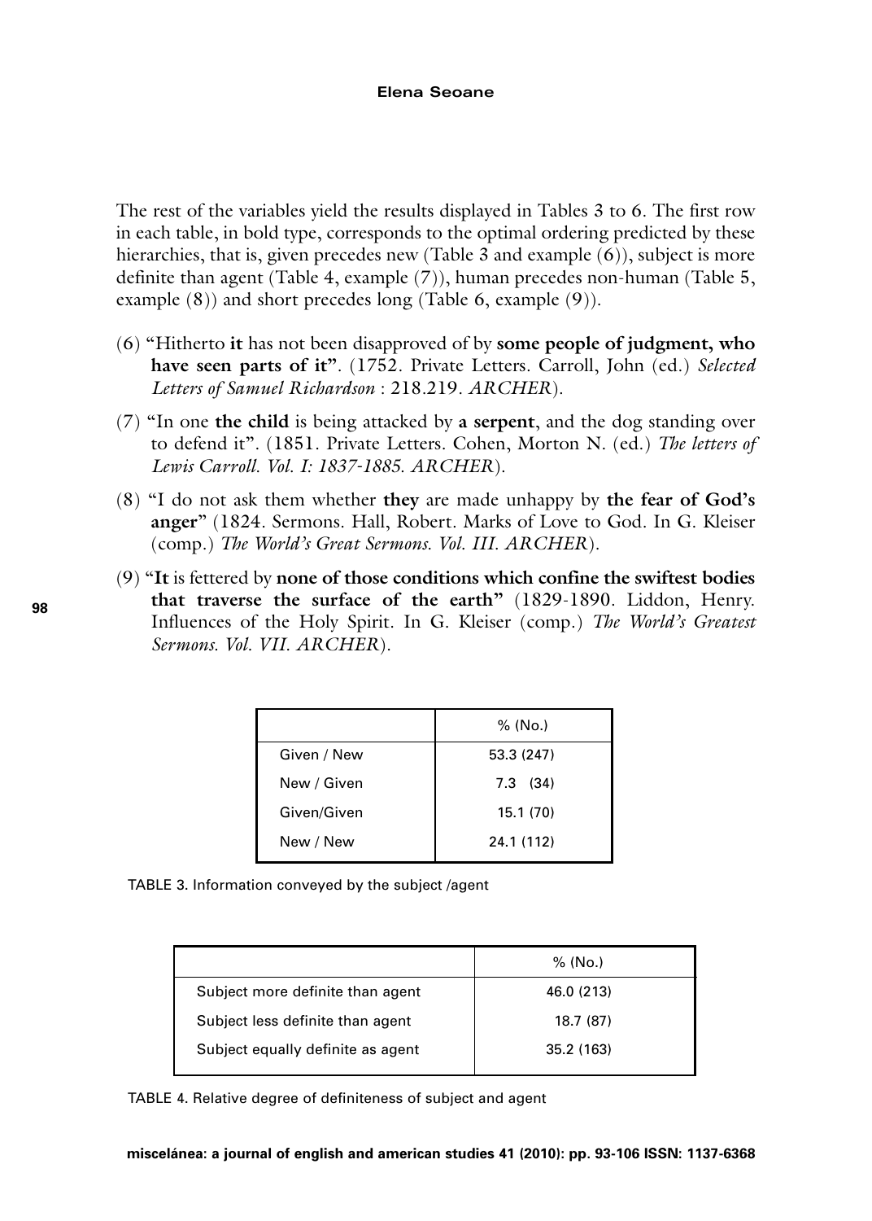The rest of the variables yield the results displayed in Tables 3 to 6. The first row in each table, in bold type, corresponds to the optimal ordering predicted by these hierarchies, that is, given precedes new (Table 3 and example (6)), subject is more definite than agent (Table 4, example (7)), human precedes non-human (Table 5, example (8)) and short precedes long (Table 6, example (9)).

(6) "Hitherto **it** has not been disapproved of by **some people of judgment, who have seen parts of it"**. (1752. Private Letters. Carroll, John (ed.) *Selected Letters of Samuel Richardson* : 218.219. *ARCHER*).

(7) "In one **the child** is being attacked by **a serpent**, and the dog standing over to defend it". (1851. Private Letters. Cohen, Morton N. (ed.) *The letters of Lewis Carroll. Vol. I: 1837-1885. ARCHER*).

(8) "I do not ask them whether **they** are made unhappy by **the fear of God's anger**" (1824. Sermons. Hall, Robert. Marks of Love to God. In G. Kleiser (comp.) *The World's Great Sermons. Vol. III. ARCHER*).

(9) "**It** is fettered by **none of those conditions which confine the swiftest bodies that traverse the surface of the earth"** (1829-1890. Liddon, Henry. Influences of the Holy Spirit. In G. Kleiser (comp.) *The World's Greatest Sermons. Vol. VII. ARCHER*).

| | % (No.) |
|---|---|
| Given / New | 53.3 (247) |
| New / Given | 7.3 (34) |
| Given/Given | 15.1 (70) |
| New / New | 24.1 (112) |

TABLE 3. Information conveyed by the subject /agent

| | % (No.) |
|---|---|
| Subject more definite than agent | 46.0 (213) |
| Subject less definite than agent | 18.7 (87) |
| Subject equally definite as agent | 35.2 (163) |

TABLE 4. Relative degree of definiteness of subject and agent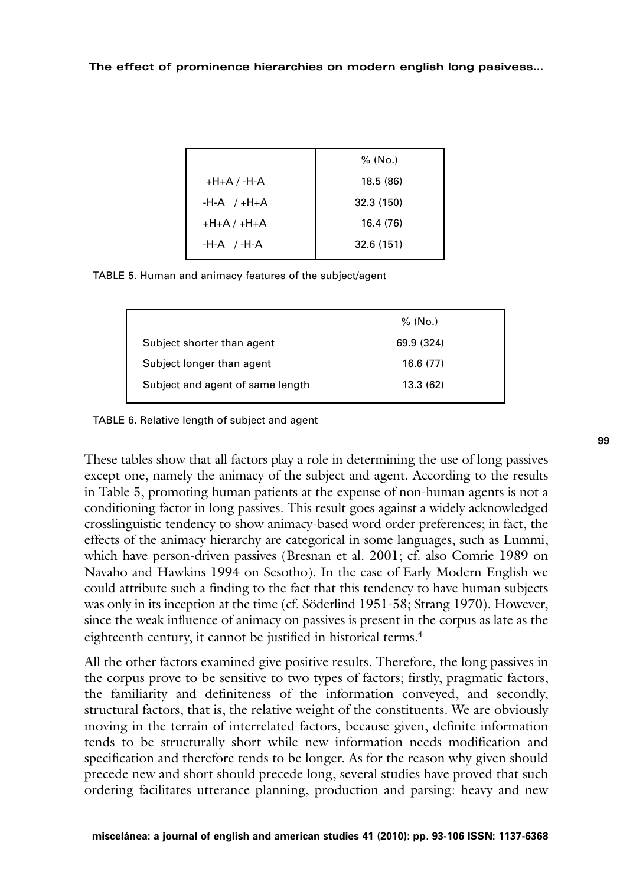|  | % (No.) |
| --- | --- |
| +H+A / -H-A | 18.5 (86) |
| -H-A / +H+A | 32.3 (150) |
| +H+A / +H+A | 16.4 (76) |
| -H-A / -H-A | 32.6 (151) |

TABLE 5. Human and animacy features of the subject/agent

|  | % (No.) |
| --- | --- |
| Subject shorter than agent | 69.9 (324) |
| Subject longer than agent | 16.6 (77) |
| Subject and agent of same length | 13.3 (62) |

TABLE 6. Relative length of subject and agent

These tables show that all factors play a role in determining the use of long passives except one, namely the animacy of the subject and agent. According to the results in Table 5, promoting human patients at the expense of non-human agents is not a conditioning factor in long passives. This result goes against a widely acknowledged crosslinguistic tendency to show animacy-based word order preferences; in fact, the effects of the animacy hierarchy are categorical in some languages, such as Lummi, which have person-driven passives (Bresnan et al. 2001; cf. also Comrie 1989 on Navaho and Hawkins 1994 on Sesotho). In the case of Early Modern English we could attribute such a finding to the fact that this tendency to have human subjects was only in its inception at the time (cf. Söderlind 1951-58; Strang 1970). However, since the weak influence of animacy on passives is present in the corpus as late as the eighteenth century, it cannot be justified in historical terms.[4]

All the other factors examined give positive results. Therefore, the long passives in the corpus prove to be sensitive to two types of factors; firstly, pragmatic factors, the familiarity and definiteness of the information conveyed, and secondly, structural factors, that is, the relative weight of the constituents. We are obviously moving in the terrain of interrelated factors, because given, definite information tends to be structurally short while new information needs modification and specification and therefore tends to be longer. As for the reason why given should precede new and short should precede long, several studies have proved that such ordering facilitates utterance planning, production and parsing: heavy and new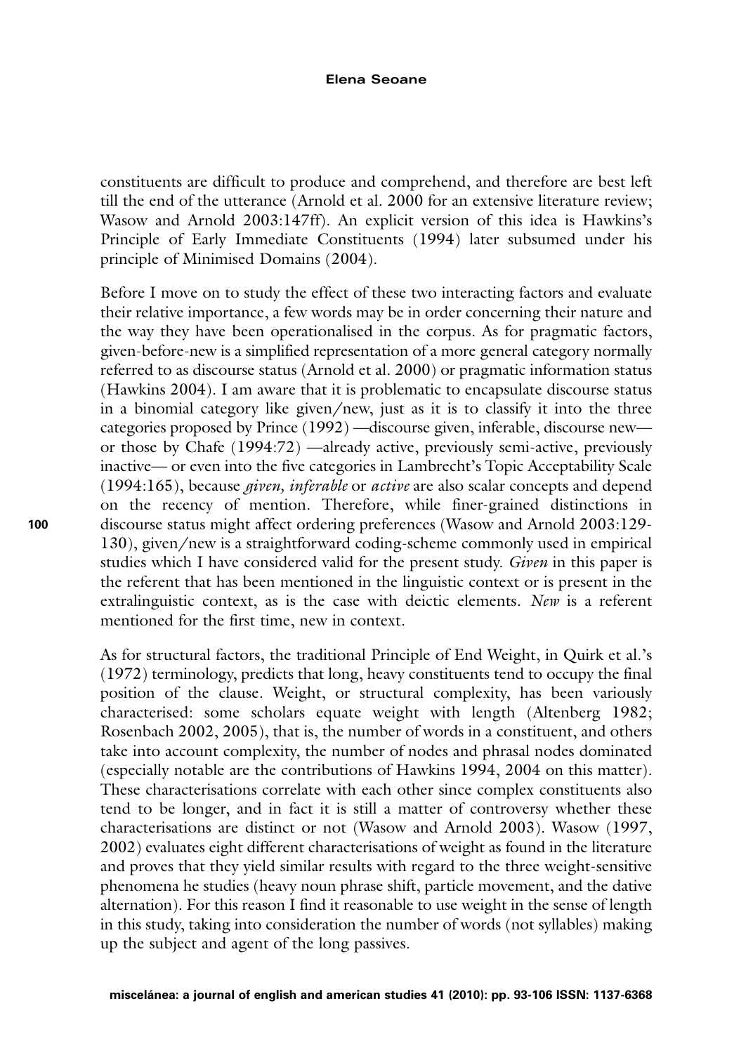constituents are difficult to produce and comprehend, and therefore are best left till the end of the utterance (Arnold et al. 2000 for an extensive literature review; Wasow and Arnold 2003:147ff). An explicit version of this idea is Hawkins's Principle of Early Immediate Constituents (1994) later subsumed under his principle of Minimised Domains (2004).

Before I move on to study the effect of these two interacting factors and evaluate their relative importance, a few words may be in order concerning their nature and the way they have been operationalised in the corpus. As for pragmatic factors, given-before-new is a simplified representation of a more general category normally referred to as discourse status (Arnold et al. 2000) or pragmatic information status (Hawkins 2004). I am aware that it is problematic to encapsulate discourse status in a binomial category like given/new, just as it is to classify it into the three categories proposed by Prince (1992) —discourse given, inferable, discourse new— or those by Chafe (1994:72) —already active, previously semi-active, previously inactive— or even into the five categories in Lambrecht's Topic Acceptability Scale (1994:165), because *given, inferable* or *active* are also scalar concepts and depend on the recency of mention. Therefore, while finer-grained distinctions in discourse status might affect ordering preferences (Wasow and Arnold 2003:129-130), given/new is a straightforward coding-scheme commonly used in empirical studies which I have considered valid for the present study. *Given* in this paper is the referent that has been mentioned in the linguistic context or is present in the extralinguistic context, as is the case with deictic elements. *New* is a referent mentioned for the first time, new in context.

As for structural factors, the traditional Principle of End Weight, in Quirk et al.'s (1972) terminology, predicts that long, heavy constituents tend to occupy the final position of the clause. Weight, or structural complexity, has been variously characterised: some scholars equate weight with length (Altenberg 1982; Rosenbach 2002, 2005), that is, the number of words in a constituent, and others take into account complexity, the number of nodes and phrasal nodes dominated (especially notable are the contributions of Hawkins 1994, 2004 on this matter). These characterisations correlate with each other since complex constituents also tend to be longer, and in fact it is still a matter of controversy whether these characterisations are distinct or not (Wasow and Arnold 2003). Wasow (1997, 2002) evaluates eight different characterisations of weight as found in the literature and proves that they yield similar results with regard to the three weight-sensitive phenomena he studies (heavy noun phrase shift, particle movement, and the dative alternation). For this reason I find it reasonable to use weight in the sense of length in this study, taking into consideration the number of words (not syllables) making up the subject and agent of the long passives.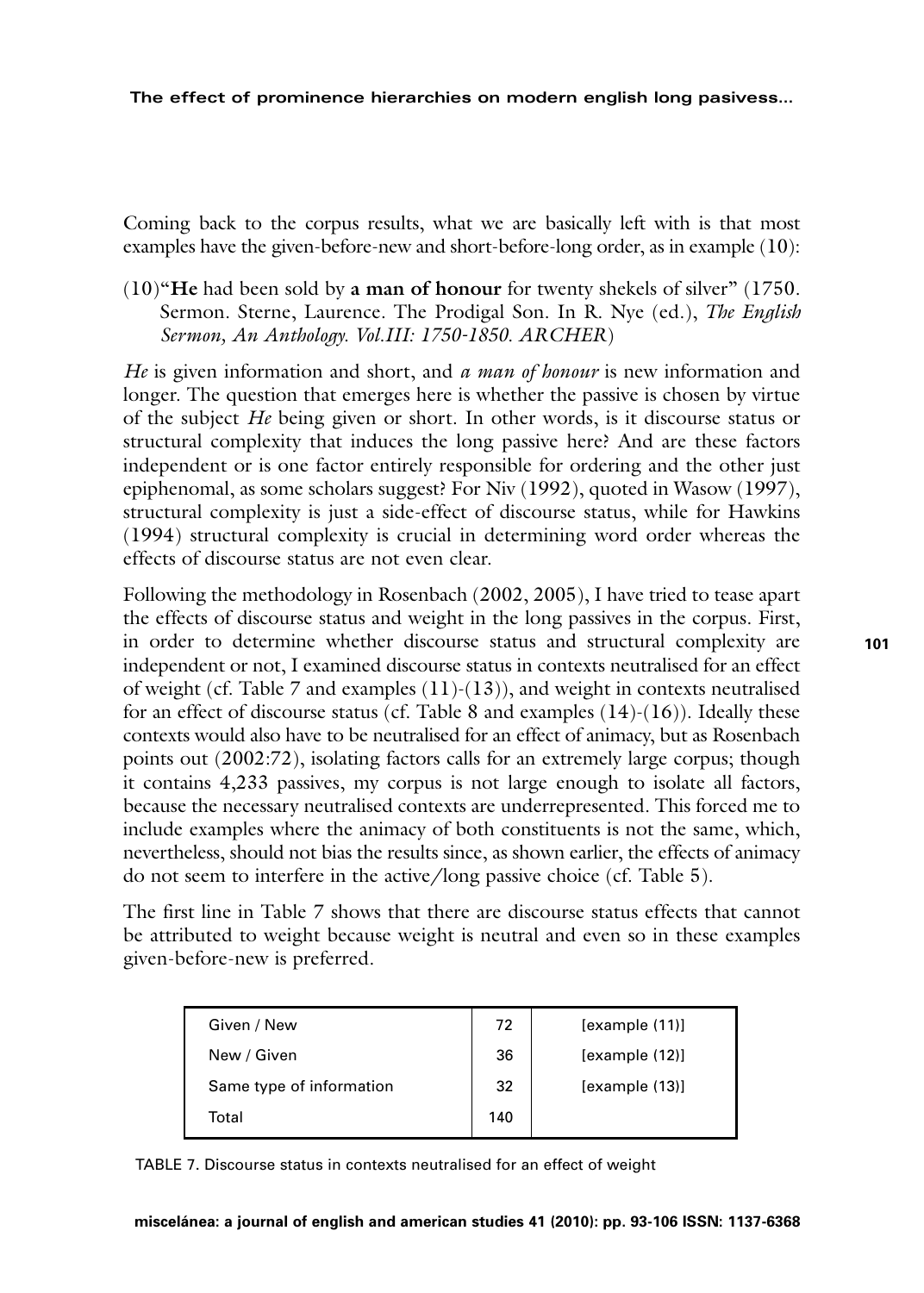Coming back to the corpus results, what we are basically left with is that most examples have the given-before-new and short-before-long order, as in example (10):

(10)"**He** had been sold by **a man of honour** for twenty shekels of silver" (1750. Sermon. Sterne, Laurence. The Prodigal Son. In R. Nye (ed.), *The English Sermon, An Anthology. Vol.III: 1750-1850. ARCHER*)

*He* is given information and short, and *a man of honour* is new information and longer. The question that emerges here is whether the passive is chosen by virtue of the subject *He* being given or short. In other words, is it discourse status or structural complexity that induces the long passive here? And are these factors independent or is one factor entirely responsible for ordering and the other just epiphenomal, as some scholars suggest? For Niv (1992), quoted in Wasow (1997), structural complexity is just a side-effect of discourse status, while for Hawkins (1994) structural complexity is crucial in determining word order whereas the effects of discourse status are not even clear.

Following the methodology in Rosenbach (2002, 2005), I have tried to tease apart the effects of discourse status and weight in the long passives in the corpus. First, in order to determine whether discourse status and structural complexity are independent or not, I examined discourse status in contexts neutralised for an effect of weight (cf. Table 7 and examples (11)-(13)), and weight in contexts neutralised for an effect of discourse status (cf. Table 8 and examples (14)-(16)). Ideally these contexts would also have to be neutralised for an effect of animacy, but as Rosenbach points out (2002:72), isolating factors calls for an extremely large corpus; though it contains 4,233 passives, my corpus is not large enough to isolate all factors, because the necessary neutralised contexts are underrepresented. This forced me to include examples where the animacy of both constituents is not the same, which, nevertheless, should not bias the results since, as shown earlier, the effects of animacy do not seem to interfere in the active/long passive choice (cf. Table 5).

The first line in Table 7 shows that there are discourse status effects that cannot be attributed to weight because weight is neutral and even so in these examples given-before-new is preferred.

| | | |
|---|---|---|
| Given / New | 72 | [example (11)] |
| New / Given | 36 | [example (12)] |
| Same type of information | 32 | [example (13)] |
| Total | 140 | |

TABLE 7. Discourse status in contexts neutralised for an effect of weight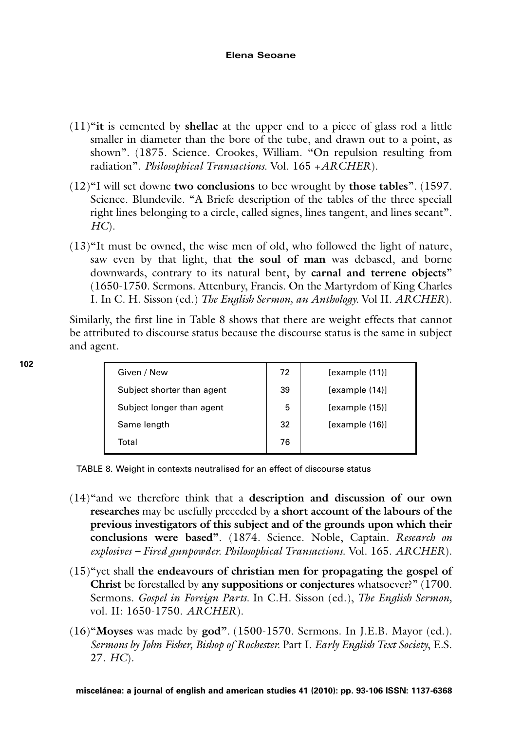(11) "**it** is cemented by **shellac** at the upper end to a piece of glass rod a little smaller in diameter than the bore of the tube, and drawn out to a point, as shown". (1875. Science. Crookes, William. "On repulsion resulting from radiation". *Philosophical Transactions*. Vol. 165 +*ARCHER*).

(12) "I will set downe **two conclusions** to bee wrought by **those tables**". (1597. Science. Blundevile. "A Briefe description of the tables of the three speciall right lines belonging to a circle, called signes, lines tangent, and lines secant". *HC*).

(13) "It must be owned, the wise men of old, who followed the light of nature, saw even by that light, that **the soul of man** was debased, and borne downwards, contrary to its natural bent, by **carnal and terrene objects**" (1650-1750. Sermons. Attenbury, Francis. On the Martyrdom of King Charles I. In C. H. Sisson (ed.) *The English Sermon, an Anthology*. Vol II. *ARCHER*).

Similarly, the first line in Table 8 shows that there are weight effects that cannot be attributed to discourse status because the discourse status is the same in subject and agent.

| Given / New | 72 | [example (11)] |
|---|---|---|
| Subject shorter than agent | 39 | [example (14)] |
| Subject longer than agent | 5 | [example (15)] |
| Same length | 32 | [example (16)] |
| Total | 76 | |

TABLE 8. Weight in contexts neutralised for an effect of discourse status

(14) "and we therefore think that a **description and discussion of our own researches** may be usefully preceded by **a short account of the labours of the previous investigators of this subject and of the grounds upon which their conclusions were based"**. (1874. Science. Noble, Captain. *Research on explosives – Fired gunpowder. Philosophical Transactions*. Vol. 165. *ARCHER*).

(15) "yet shall **the endeavours of christian men for propagating the gospel of Christ** be forestalled by **any suppositions or conjectures** whatsoever?" (1700. Sermons. *Gospel in Foreign Parts*. In C.H. Sisson (ed.), *The English Sermon*, vol. II: 1650-1750. *ARCHER*).

(16) "**Moyses** was made by **god"**. (1500-1570. Sermons. In J.E.B. Mayor (ed.). *Sermons by John Fisher, Bishop of Rochester*. Part I. *Early English Text Society*, E.S. 27. *HC*).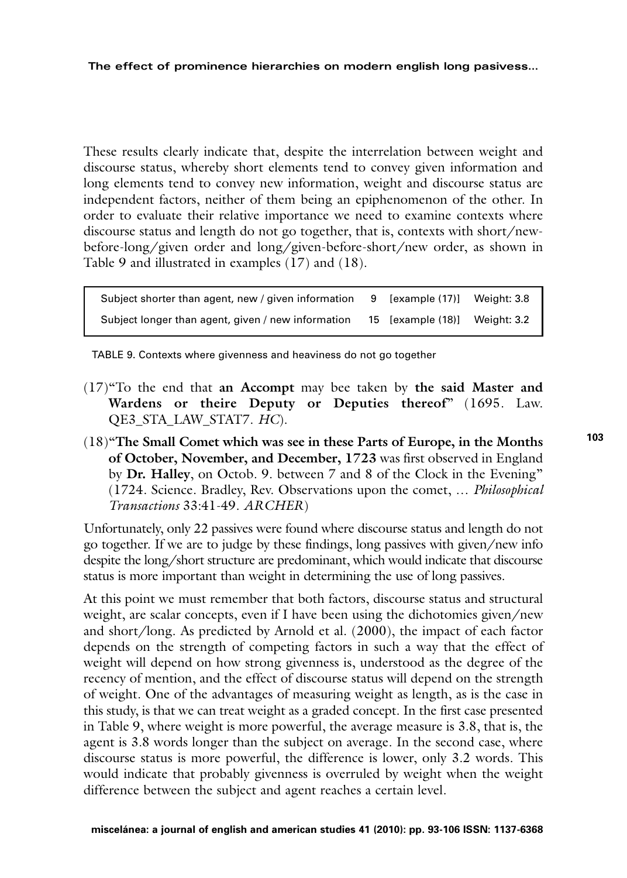These results clearly indicate that, despite the interrelation between weight and discourse status, whereby short elements tend to convey given information and long elements tend to convey new information, weight and discourse status are independent factors, neither of them being an epiphenomenon of the other. In order to evaluate their relative importance we need to examine contexts where discourse status and length do not go together, that is, contexts with short/new-before-long/given order and long/given-before-short/new order, as shown in Table 9 and illustrated in examples (17) and (18).

| | | | |
|---|---|---|---|
| Subject shorter than agent, new / given information | 9 | [example (17)] | Weight: 3.8 |
| Subject longer than agent, given / new information | 15 | [example (18)] | Weight: 3.2 |

TABLE 9. Contexts where givenness and heaviness do not go together

(17) "To the end that **an Accompt** may bee taken by **the said Master and Wardens or theire Deputy or Deputies thereof**" (1695. Law. QE3_STA_LAW_STAT7. *HC*).

(18) "**The Small Comet which was see in these Parts of Europe, in the Months of October, November, and December, 1723** was first observed in England by **Dr. Halley**, on Octob. 9. between 7 and 8 of the Clock in the Evening" (1724. Science. Bradley, Rev. Observations upon the comet, … *Philosophical Transactions* 33:41-49. *ARCHER*)

Unfortunately, only 22 passives were found where discourse status and length do not go together. If we are to judge by these findings, long passives with given/new info despite the long/short structure are predominant, which would indicate that discourse status is more important than weight in determining the use of long passives.

At this point we must remember that both factors, discourse status and structural weight, are scalar concepts, even if I have been using the dichotomies given/new and short/long. As predicted by Arnold et al. (2000), the impact of each factor depends on the strength of competing factors in such a way that the effect of weight will depend on how strong givenness is, understood as the degree of the recency of mention, and the effect of discourse status will depend on the strength of weight. One of the advantages of measuring weight as length, as is the case in this study, is that we can treat weight as a graded concept. In the first case presented in Table 9, where weight is more powerful, the average measure is 3.8, that is, the agent is 3.8 words longer than the subject on average. In the second case, where discourse status is more powerful, the difference is lower, only 3.2 words. This would indicate that probably givenness is overruled by weight when the weight difference between the subject and agent reaches a certain level.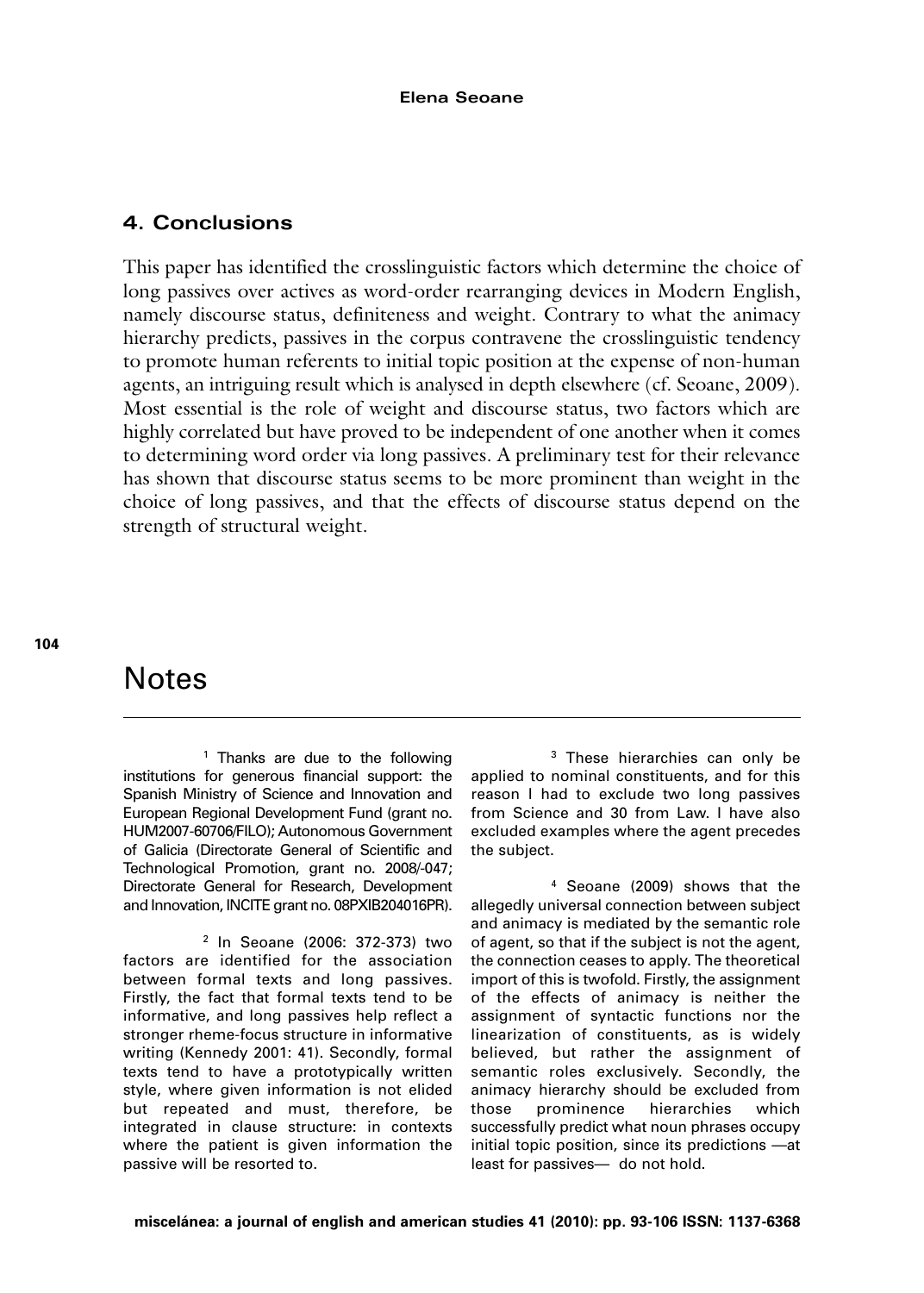## 4. Conclusions

This paper has identified the crosslinguistic factors which determine the choice of long passives over actives as word-order rearranging devices in Modern English, namely discourse status, definiteness and weight. Contrary to what the animacy hierarchy predicts, passives in the corpus contravene the crosslinguistic tendency to promote human referents to initial topic position at the expense of non-human agents, an intriguing result which is analysed in depth elsewhere (cf. Seoane, 2009). Most essential is the role of weight and discourse status, two factors which are highly correlated but have proved to be independent of one another when it comes to determining word order via long passives. A preliminary test for their relevance has shown that discourse status seems to be more prominent than weight in the choice of long passives, and that the effects of discourse status depend on the strength of structural weight.

# Notes

[1] Thanks are due to the following institutions for generous financial support: the Spanish Ministry of Science and Innovation and European Regional Development Fund (grant no. HUM2007-60706/FILO); Autonomous Government of Galicia (Directorate General of Scientific and Technological Promotion, grant no. 2008/-047; Directorate General for Research, Development and Innovation, INCITE grant no. 08PXIB204016PR).

[2] In Seoane (2006: 372-373) two factors are identified for the association between formal texts and long passives. Firstly, the fact that formal texts tend to be informative, and long passives help reflect a stronger rheme-focus structure in informative writing (Kennedy 2001: 41). Secondly, formal texts tend to have a prototypically written style, where given information is not elided but repeated and must, therefore, be integrated in clause structure: in contexts where the patient is given information the passive will be resorted to.

[3] These hierarchies can only be applied to nominal constituents, and for this reason I had to exclude two long passives from Science and 30 from Law. I have also excluded examples where the agent precedes the subject.

[4] Seoane (2009) shows that the allegedly universal connection between subject and animacy is mediated by the semantic role of agent, so that if the subject is not the agent, the connection ceases to apply. The theoretical import of this is twofold. Firstly, the assignment of the effects of animacy is neither the assignment of syntactic functions nor the linearization of constituents, as is widely believed, but rather the assignment of semantic roles exclusively. Secondly, the animacy hierarchy should be excluded from those prominence hierarchies which successfully predict what noun phrases occupy initial topic position, since its predictions —at least for passives— do not hold.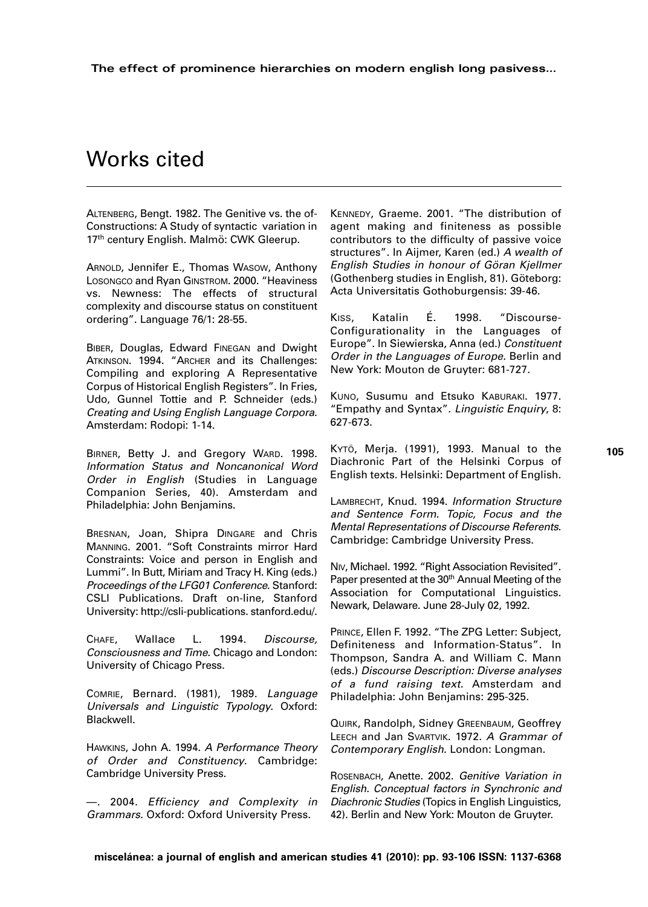# Works cited

ALTENBERG, Bengt. 1982. The Genitive vs. the of-Constructions: A Study of syntactic variation in 17th century English. Malmö: CWK Gleerup.

ARNOLD, Jennifer E., Thomas WASOW, Anthony LOSONGCO and Ryan GINSTROM. 2000. "Heaviness vs. Newness: The effects of structural complexity and discourse status on constituent ordering". Language 76/1: 28-55.

BIBER, Douglas, Edward FINEGAN and Dwight ATKINSON. 1994. "ARCHER and its Challenges: Compiling and exploring A Representative Corpus of Historical English Registers". In Fries, Udo, Gunnel Tottie and P. Schneider (eds.) *Creating and Using English Language Corpora*. Amsterdam: Rodopi: 1-14.

BIRNER, Betty J. and Gregory WARD. 1998. *Information Status and Noncanonical Word Order in English* (Studies in Language Companion Series, 40). Amsterdam and Philadelphia: John Benjamins.

BRESNAN, Joan, Shipra DINGARE and Chris MANNING. 2001. "Soft Constraints mirror Hard Constraints: Voice and person in English and Lummi". In Butt, Miriam and Tracy H. King (eds.) *Proceedings of the LFG01 Conference*. Stanford: CSLI Publications. Draft on-line, Stanford University: http://csli-publications. stanford.edu/.

CHAFE, Wallace L. 1994. *Discourse, Consciousness and Time*. Chicago and London: University of Chicago Press.

COMRIE, Bernard. (1981), 1989. *Language Universals and Linguistic Typology*. Oxford: Blackwell.

HAWKINS, John A. 1994. *A Performance Theory of Order and Constituency*. Cambridge: Cambridge University Press.

—. 2004. *Efficiency and Complexity in Grammars*. Oxford: Oxford University Press.

KENNEDY, Graeme. 2001. "The distribution of agent making and finiteness as possible contributors to the difficulty of passive voice structures". In Aijmer, Karen (ed.) *A wealth of English Studies in honour of Göran Kjellmer* (Gothenberg studies in English, 81). Göteborg: Acta Universitatis Gothoburgensis: 39-46.

KISS, Katalin É. 1998. "Discourse-Configurationality in the Languages of Europe". In Siewierska, Anna (ed.) *Constituent Order in the Languages of Europe.* Berlin and New York: Mouton de Gruyter: 681-727.

KUNO, Susumu and Etsuko KABURAKI. 1977. "Empathy and Syntax". *Linguistic Enquiry*, 8: 627-673.

KYTÖ, Merja. (1991), 1993. Manual to the Diachronic Part of the Helsinki Corpus of English texts. Helsinki: Department of English.

LAMBRECHT, Knud. 1994. *Information Structure and Sentence Form. Topic, Focus and the Mental Representations of Discourse Referents.* Cambridge: Cambridge University Press.

NIV, Michael. 1992. "Right Association Revisited". Paper presented at the 30th Annual Meeting of the Association for Computational Linguistics. Newark, Delaware. June 28-July 02, 1992.

PRINCE, Ellen F. 1992. "The ZPG Letter: Subject, Definiteness and Information-Status". In Thompson, Sandra A. and William C. Mann (eds.) *Discourse Description: Diverse analyses of a fund raising text*. Amsterdam and Philadelphia: John Benjamins: 295-325.

QUIRK, Randolph, Sidney GREENBAUM, Geoffrey LEECH and Jan SVARTVIK. 1972. *A Grammar of Contemporary English*. London: Longman.

ROSENBACH, Anette. 2002. *Genitive Variation in English. Conceptual factors in Synchronic and Diachronic Studies* (Topics in English Linguistics, 42). Berlin and New York: Mouton de Gruyter.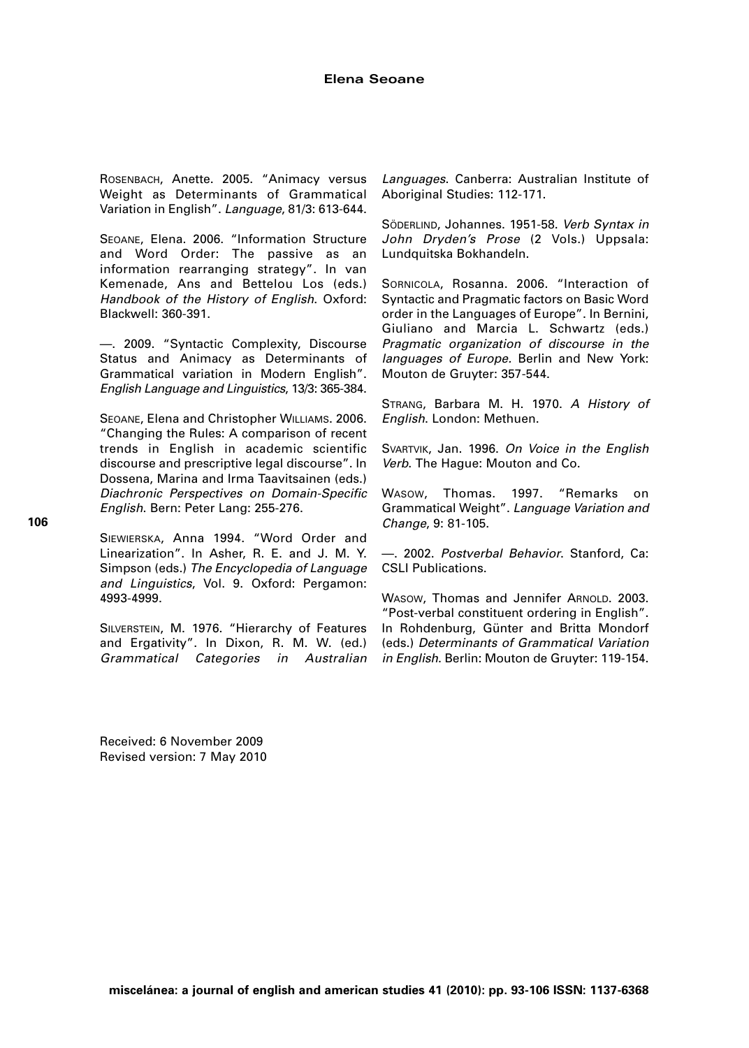Rosenbach, Anette. 2005. "Animacy versus Weight as Determinants of Grammatical Variation in English". *Language*, 81/3: 613-644.

Seoane, Elena. 2006. "Information Structure and Word Order: The passive as an information rearranging strategy". In van Kemenade, Ans and Bettelou Los (eds.) *Handbook of the History of English*. Oxford: Blackwell: 360-391.

—. 2009. "Syntactic Complexity, Discourse Status and Animacy as Determinants of Grammatical variation in Modern English". *English Language and Linguistics*, 13/3: 365-384.

Seoane, Elena and Christopher Williams. 2006. "Changing the Rules: A comparison of recent trends in English in academic scientific discourse and prescriptive legal discourse". In Dossena, Marina and Irma Taavitsainen (eds.) *Diachronic Perspectives on Domain-Specific English*. Bern: Peter Lang: 255-276.

Siewierska, Anna 1994. "Word Order and Linearization". In Asher, R. E. and J. M. Y. Simpson (eds.) *The Encyclopedia of Language and Linguistics*, Vol. 9. Oxford: Pergamon: 4993-4999.

Silverstein, M. 1976. "Hierarchy of Features and Ergativity". In Dixon, R. M. W. (ed.) *Grammatical Categories in Australian Languages*. Canberra: Australian Institute of Aboriginal Studies: 112-171.

Söderlind, Johannes. 1951-58. *Verb Syntax in John Dryden's Prose* (2 Vols.) Uppsala: Lundquitska Bokhandeln.

Sornicola, Rosanna. 2006. "Interaction of Syntactic and Pragmatic factors on Basic Word order in the Languages of Europe". In Bernini, Giuliano and Marcia L. Schwartz (eds.) *Pragmatic organization of discourse in the languages of Europe.* Berlin and New York: Mouton de Gruyter: 357-544.

Strang, Barbara M. H. 1970. *A History of English*. London: Methuen.

Svartvik, Jan. 1996. *On Voice in the English Verb*. The Hague: Mouton and Co.

Wasow, Thomas. 1997. "Remarks on Grammatical Weight". *Language Variation and Change*, 9: 81-105.

—. 2002. *Postverbal Behavior*. Stanford, Ca: CSLI Publications.

Wasow, Thomas and Jennifer Arnold. 2003. "Post-verbal constituent ordering in English". In Rohdenburg, Günter and Britta Mondorf (eds.) *Determinants of Grammatical Variation in English*. Berlin: Mouton de Gruyter: 119-154.

Received: 6 November 2009
Revised version: 7 May 2010